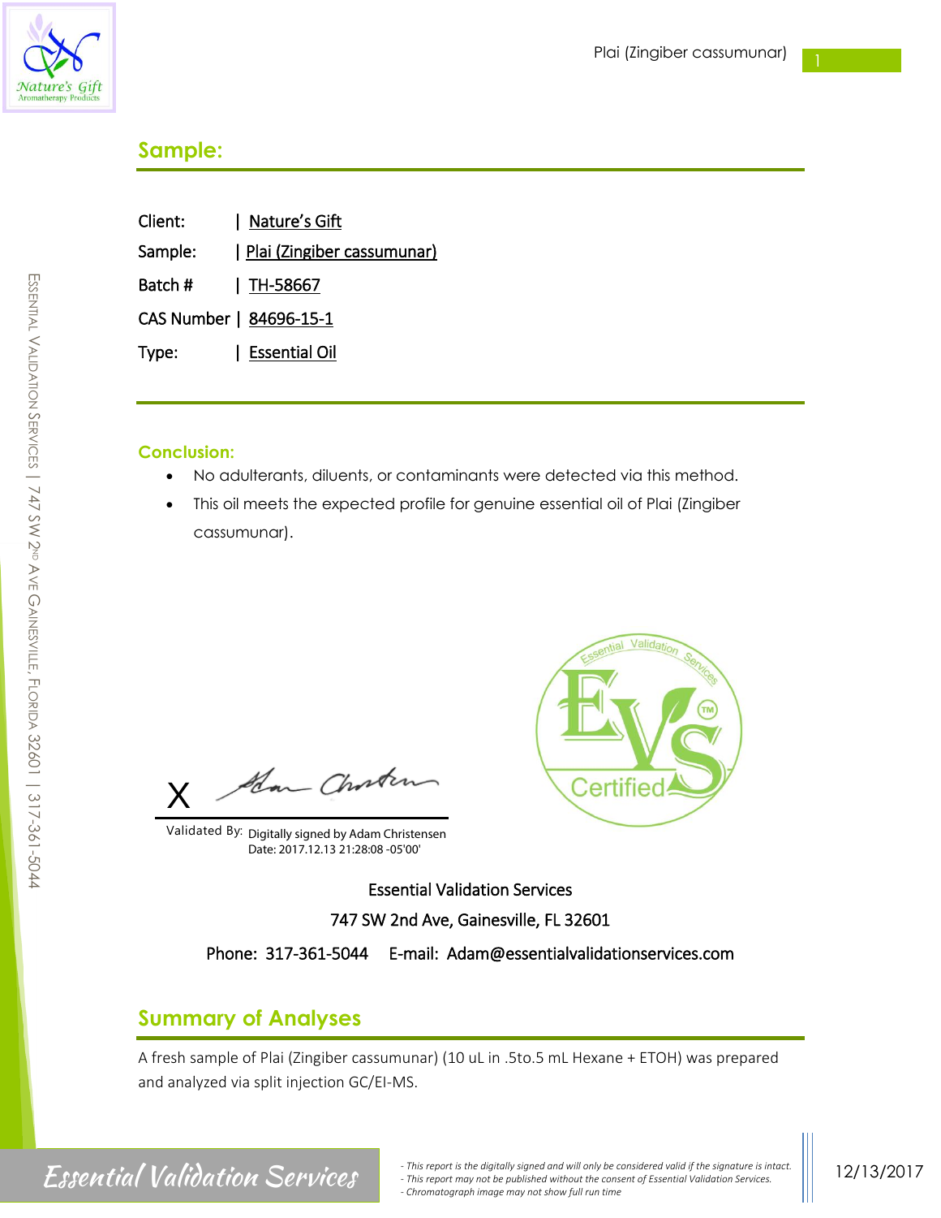## Sample:

Client: | Nature's Gift

Sample: | Plai (Zingiber cassumunar)

Batch # | TH-58667

CAS Number | 84696-15-1

Type: | Essential Oil

### Conclusion:

- No adulterants, diluents, or contaminants were detected via this method.
- This oil meets the expected profile for genuine essential oil of Plai (Zingiber cassumunar).

X

Validated By: Digitally signed by Adam Christensen
Date: 2017.12.13 21:28:08 -05'00'

Essential Validation Services

747 SW 2nd Ave, Gainesville, FL 32601

Phone: 317-361-5044 E-mail: Adam@essentialvalidationservices.com

## Summary of Analyses

A fresh sample of Plai (Zingiber cassumunar) (10 uL in .5to.5 mL Hexane + ETOH) was prepared and analyzed via split injection GC/EI-MS.

- This report is the digitally signed and will only be considered valid if the signature is intact.
- This report may not be published without the consent of Essential Validation Services.
- Chromatograph image may not show full run time

12/13/2017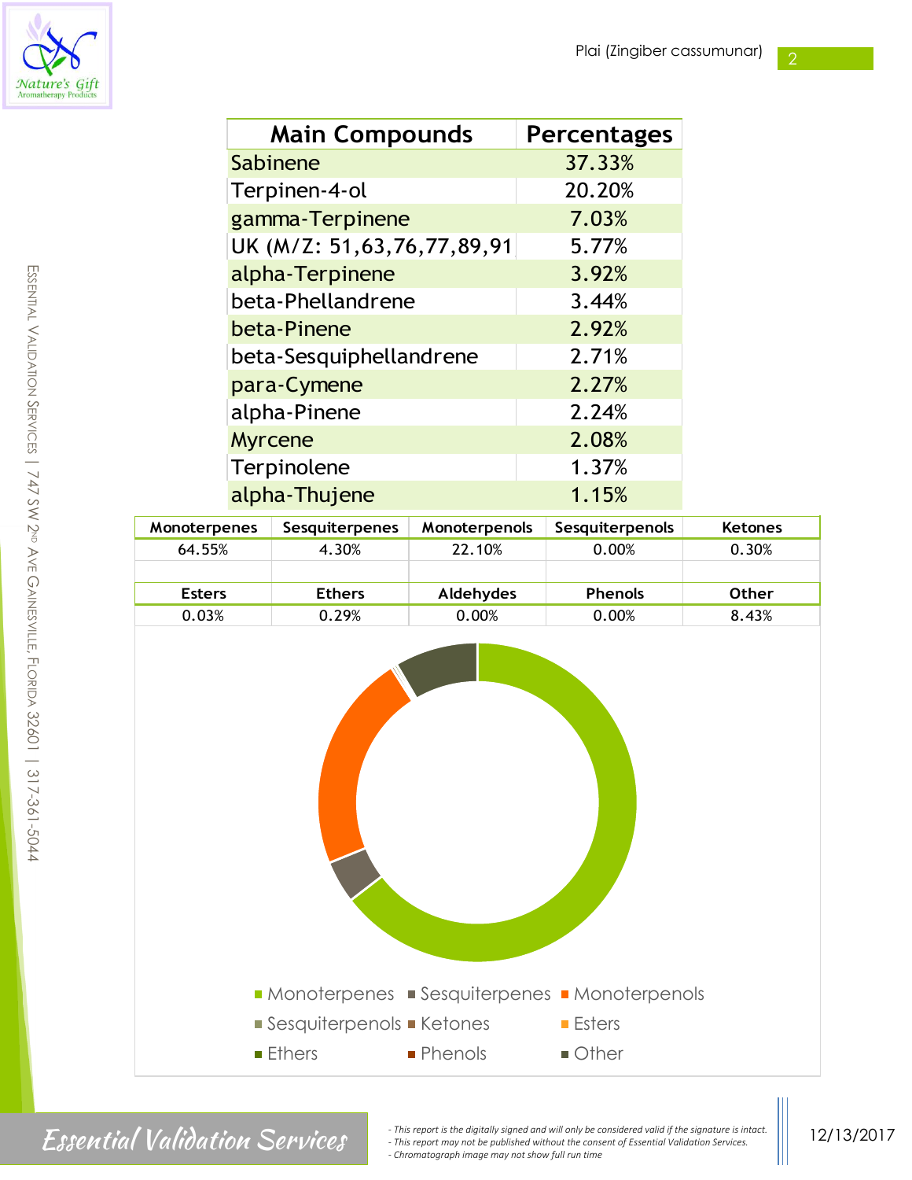| Main Compounds | Percentages |
|---|---|
| Sabinene | 37.33% |
| Terpinen-4-ol | 20.20% |
| gamma-Terpinene | 7.03% |
| UK (M/Z: 51,63,76,77,89,91 | 5.77% |
| alpha-Terpinene | 3.92% |
| beta-Phellandrene | 3.44% |
| beta-Pinene | 2.92% |
| beta-Sesquiphellandrene | 2.71% |
| para-Cymene | 2.27% |
| alpha-Pinene | 2.24% |
| Myrcene | 2.08% |
| Terpinolene | 1.37% |
| alpha-Thujene | 1.15% |

| Monoterpenes | Sesquiterpenes | Monoterpenols | Sesquiterpenols | Ketones |
|---|---|---|---|---|
| 64.55% | 4.30% | 22.10% | 0.00% | 0.30% |

| Esters | Ethers | Aldehydes | Phenols | Other |
|---|---|---|---|---|
| 0.03% | 0.29% | 0.00% | 0.00% | 8.43% |

- *This report is the digitally signed and will only be considered valid if the signature is intact.*
- *This report may not be published without the consent of Essential Validation Services.*
- *Chromatograph image may not show full run time*

12/13/2017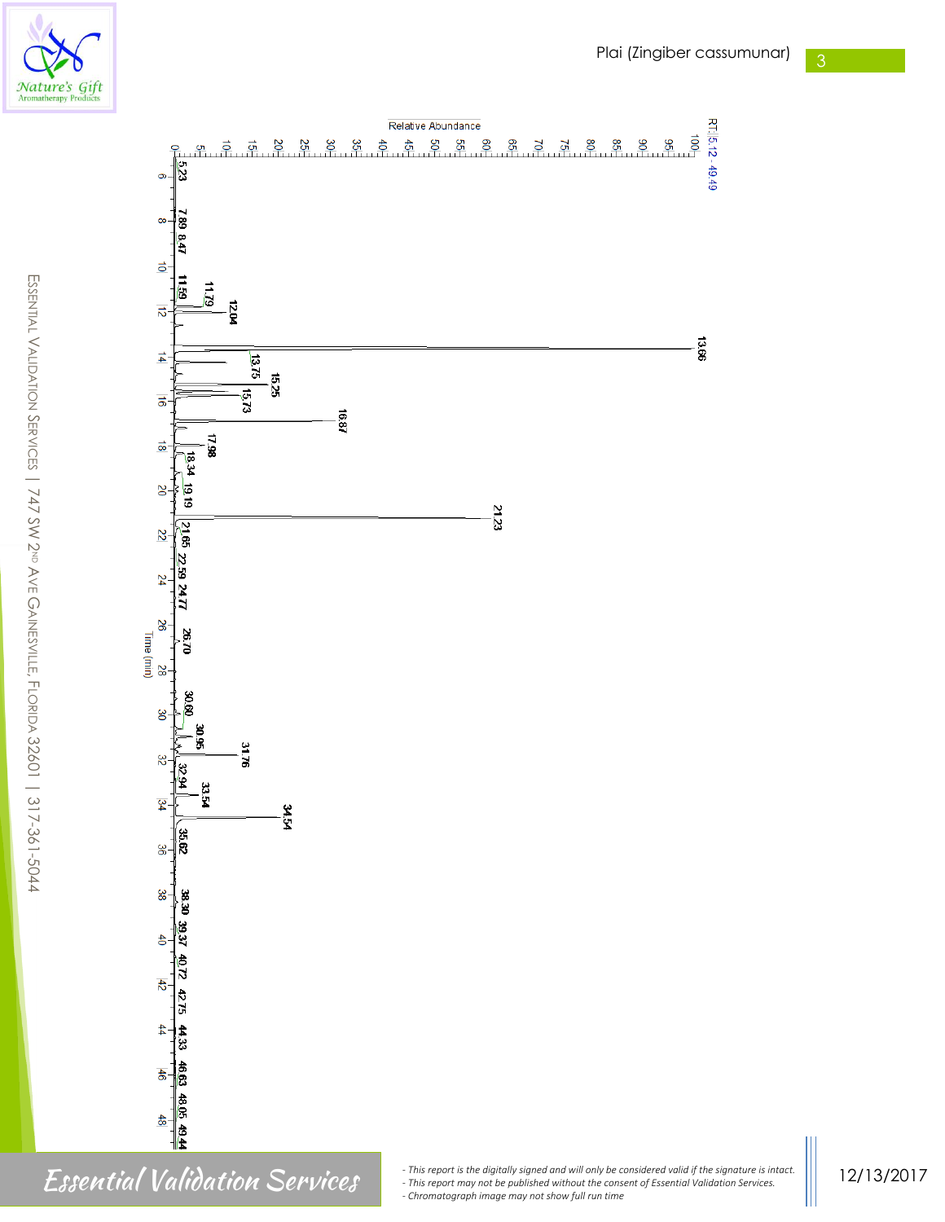Plai (Zingiber cassumunar)

RT: 5.12 - 49.49

Relative Abundance

Time (min)

5.23, 7.89, 8.47, 11.59, 11.79, 12.04, 13.66, 13.75, 15.25, 15.73, 16.87, 17.98, 18.34, 19.19, 21.23, 21.65, 22.59, 24.77, 26.70, 30.60, 30.95, 31.76, 32.94, 33.54, 34.54, 35.62, 38.30, 39.37, 40.72, 42.75, 44.33, 46.63, 48.05, 49.44

- This report is the digitally signed and will only be considered valid if the signature is intact.
- This report may not be published without the consent of Essential Validation Services.
- Chromatograph image may not show full run time

12/13/2017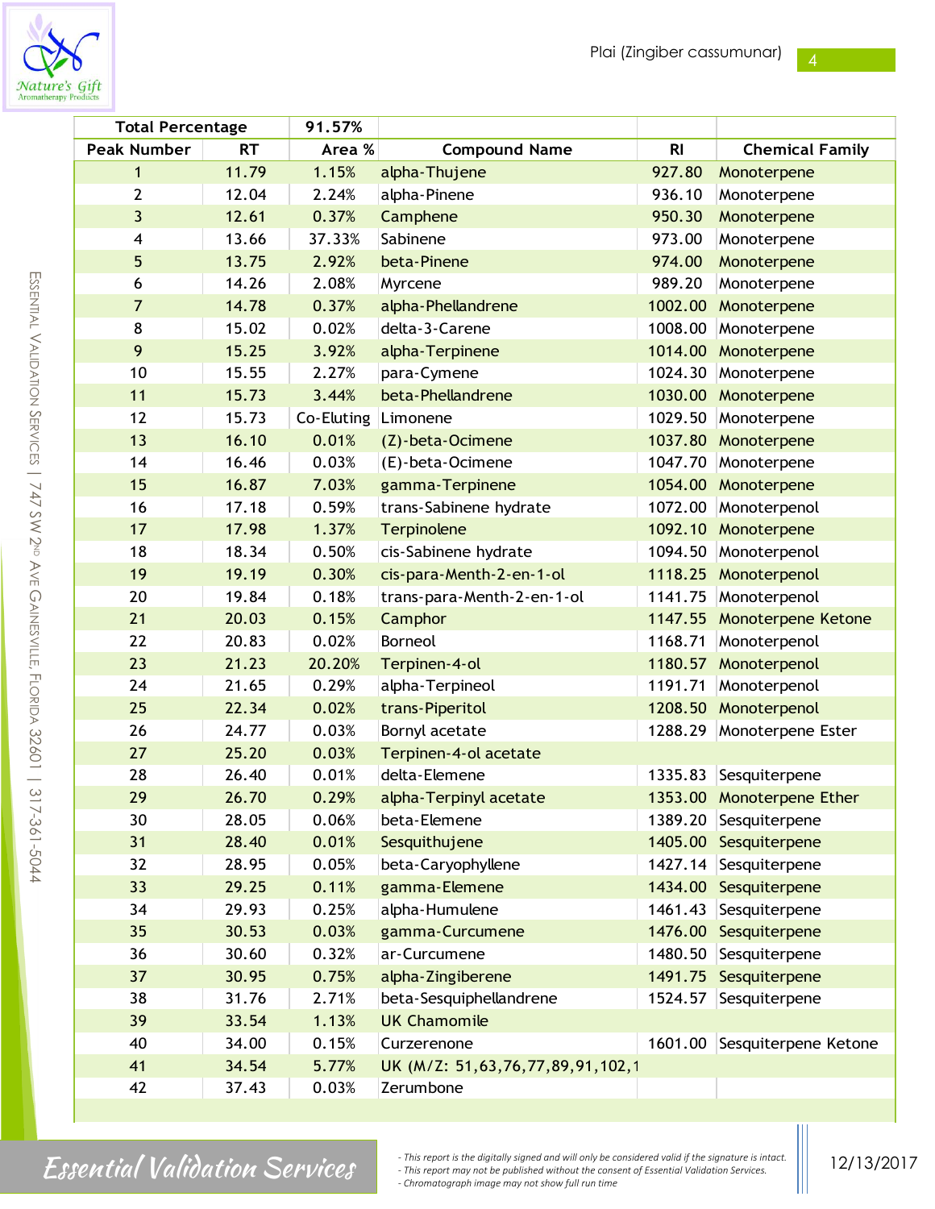| Total Percentage | | 91.57% | | | |
|---|---|---|---|---|---|
| **Peak Number** | **RT** | **Area %** | **Compound Name** | **RI** | **Chemical Family** |
| 1 | 11.79 | 1.15% | alpha-Thujene | 927.80 | Monoterpene |
| 2 | 12.04 | 2.24% | alpha-Pinene | 936.10 | Monoterpene |
| 3 | 12.61 | 0.37% | Camphene | 950.30 | Monoterpene |
| 4 | 13.66 | 37.33% | Sabinene | 973.00 | Monoterpene |
| 5 | 13.75 | 2.92% | beta-Pinene | 974.00 | Monoterpene |
| 6 | 14.26 | 2.08% | Myrcene | 989.20 | Monoterpene |
| 7 | 14.78 | 0.37% | alpha-Phellandrene | 1002.00 | Monoterpene |
| 8 | 15.02 | 0.02% | delta-3-Carene | 1008.00 | Monoterpene |
| 9 | 15.25 | 3.92% | alpha-Terpinene | 1014.00 | Monoterpene |
| 10 | 15.55 | 2.27% | para-Cymene | 1024.30 | Monoterpene |
| 11 | 15.73 | 3.44% | beta-Phellandrene | 1030.00 | Monoterpene |
| 12 | 15.73 | Co-Eluting | Limonene | 1029.50 | Monoterpene |
| 13 | 16.10 | 0.01% | (Z)-beta-Ocimene | 1037.80 | Monoterpene |
| 14 | 16.46 | 0.03% | (E)-beta-Ocimene | 1047.70 | Monoterpene |
| 15 | 16.87 | 7.03% | gamma-Terpinene | 1054.00 | Monoterpene |
| 16 | 17.18 | 0.59% | trans-Sabinene hydrate | 1072.00 | Monoterpenol |
| 17 | 17.98 | 1.37% | Terpinolene | 1092.10 | Monoterpene |
| 18 | 18.34 | 0.50% | cis-Sabinene hydrate | 1094.50 | Monoterpenol |
| 19 | 19.19 | 0.30% | cis-para-Menth-2-en-1-ol | 1118.25 | Monoterpenol |
| 20 | 19.84 | 0.18% | trans-para-Menth-2-en-1-ol | 1141.75 | Monoterpenol |
| 21 | 20.03 | 0.15% | Camphor | 1147.55 | Monoterpene Ketone |
| 22 | 20.83 | 0.02% | Borneol | 1168.71 | Monoterpenol |
| 23 | 21.23 | 20.20% | Terpinen-4-ol | 1180.57 | Monoterpenol |
| 24 | 21.65 | 0.29% | alpha-Terpineol | 1191.71 | Monoterpenol |
| 25 | 22.34 | 0.02% | trans-Piperitol | 1208.50 | Monoterpenol |
| 26 | 24.77 | 0.03% | Bornyl acetate | 1288.29 | Monoterpene Ester |
| 27 | 25.20 | 0.03% | Terpinen-4-ol acetate | | |
| 28 | 26.40 | 0.01% | delta-Elemene | 1335.83 | Sesquiterpene |
| 29 | 26.70 | 0.29% | alpha-Terpinyl acetate | 1353.00 | Monoterpene Ether |
| 30 | 28.05 | 0.06% | beta-Elemene | 1389.20 | Sesquiterpene |
| 31 | 28.40 | 0.01% | Sesquithujene | 1405.00 | Sesquiterpene |
| 32 | 28.95 | 0.05% | beta-Caryophyllene | 1427.14 | Sesquiterpene |
| 33 | 29.25 | 0.11% | gamma-Elemene | 1434.00 | Sesquiterpene |
| 34 | 29.93 | 0.25% | alpha-Humulene | 1461.43 | Sesquiterpene |
| 35 | 30.53 | 0.03% | gamma-Curcumene | 1476.00 | Sesquiterpene |
| 36 | 30.60 | 0.32% | ar-Curcumene | 1480.50 | Sesquiterpene |
| 37 | 30.95 | 0.75% | alpha-Zingiberene | 1491.75 | Sesquiterpene |
| 38 | 31.76 | 2.71% | beta-Sesquiphellandrene | 1524.57 | Sesquiterpene |
| 39 | 33.54 | 1.13% | UK Chamomile | | |
| 40 | 34.00 | 0.15% | Curzerenone | 1601.00 | Sesquiterpene Ketone |
| 41 | 34.54 | 5.77% | UK (M/Z: 51,63,76,77,89,91,102,1 | | |
| 42 | 37.43 | 0.03% | Zerumbone | | |

- This report is the digitally signed and will only be considered valid if the signature is intact.
- This report may not be published without the consent of Essential Validation Services.
- Chromatograph image may not show full run time